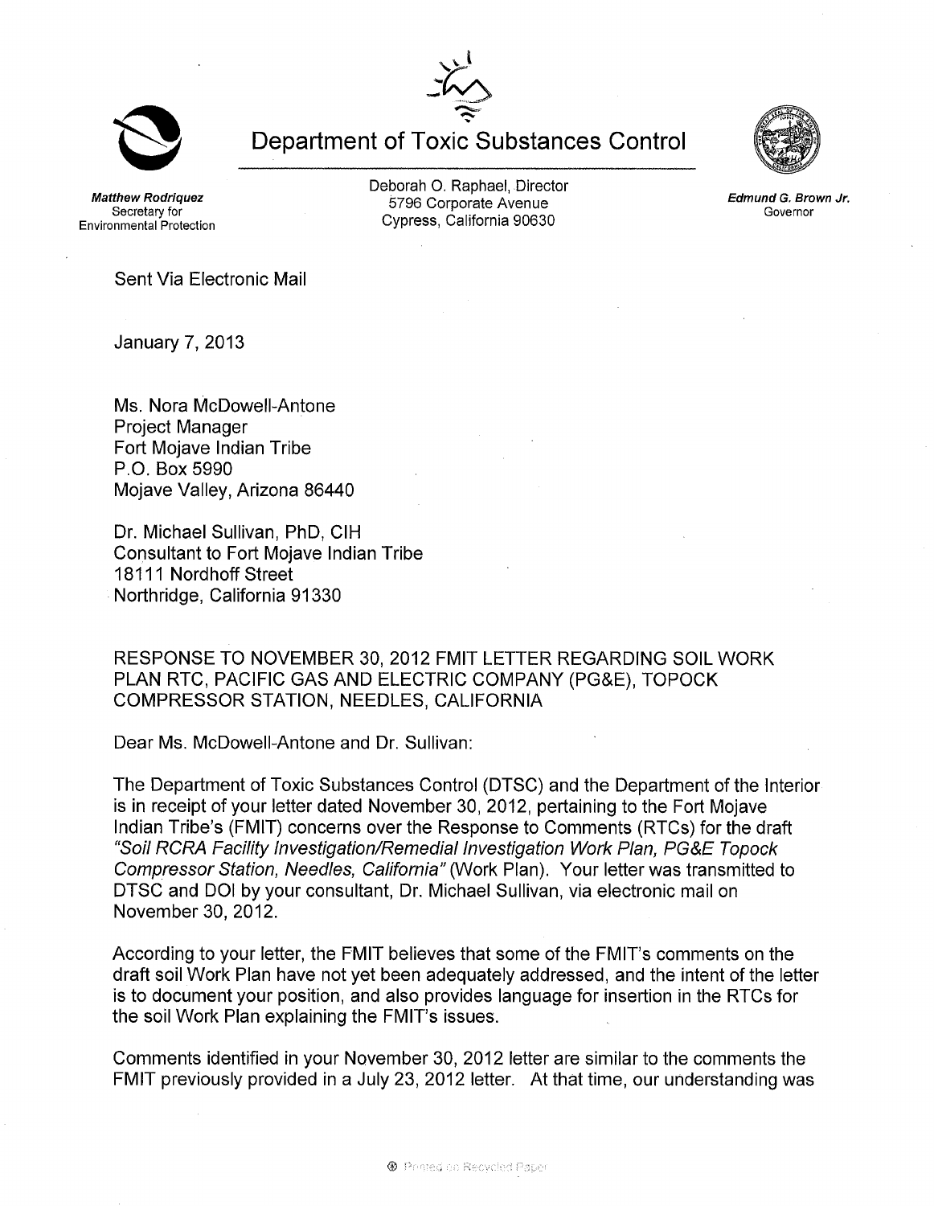# Department of Toxic Substances Control

**Matthew Rodriquez**
Secretary for
Environmental Protection

Deborah O. Raphael, Director
5796 Corporate Avenue
Cypress, California 90630

**Edmund G. Brown Jr.**
Governor

Sent Via Electronic Mail

January 7, 2013

Ms. Nora McDowell-Antone
Project Manager
Fort Mojave Indian Tribe
P.O. Box 5990
Mojave Valley, Arizona 86440

Dr. Michael Sullivan, PhD, CIH
Consultant to Fort Mojave Indian Tribe
18111 Nordhoff Street
Northridge, California 91330

RESPONSE TO NOVEMBER 30, 2012 FMIT LETTER REGARDING SOIL WORK PLAN RTC, PACIFIC GAS AND ELECTRIC COMPANY (PG&E), TOPOCK COMPRESSOR STATION, NEEDLES, CALIFORNIA

Dear Ms. McDowell-Antone and Dr. Sullivan:

The Department of Toxic Substances Control (DTSC) and the Department of the Interior is in receipt of your letter dated November 30, 2012, pertaining to the Fort Mojave Indian Tribe's (FMIT) concerns over the Response to Comments (RTCs) for the draft *"Soil RCRA Facility Investigation/Remedial Investigation Work Plan, PG&E Topock Compressor Station, Needles, California"* (Work Plan). Your letter was transmitted to DTSC and DOI by your consultant, Dr. Michael Sullivan, via electronic mail on November 30, 2012.

According to your letter, the FMIT believes that some of the FMIT's comments on the draft soil Work Plan have not yet been adequately addressed, and the intent of the letter is to document your position, and also provides language for insertion in the RTCs for the soil Work Plan explaining the FMIT's issues.

Comments identified in your November 30, 2012 letter are similar to the comments the FMIT previously provided in a July 23, 2012 letter. At that time, our understanding was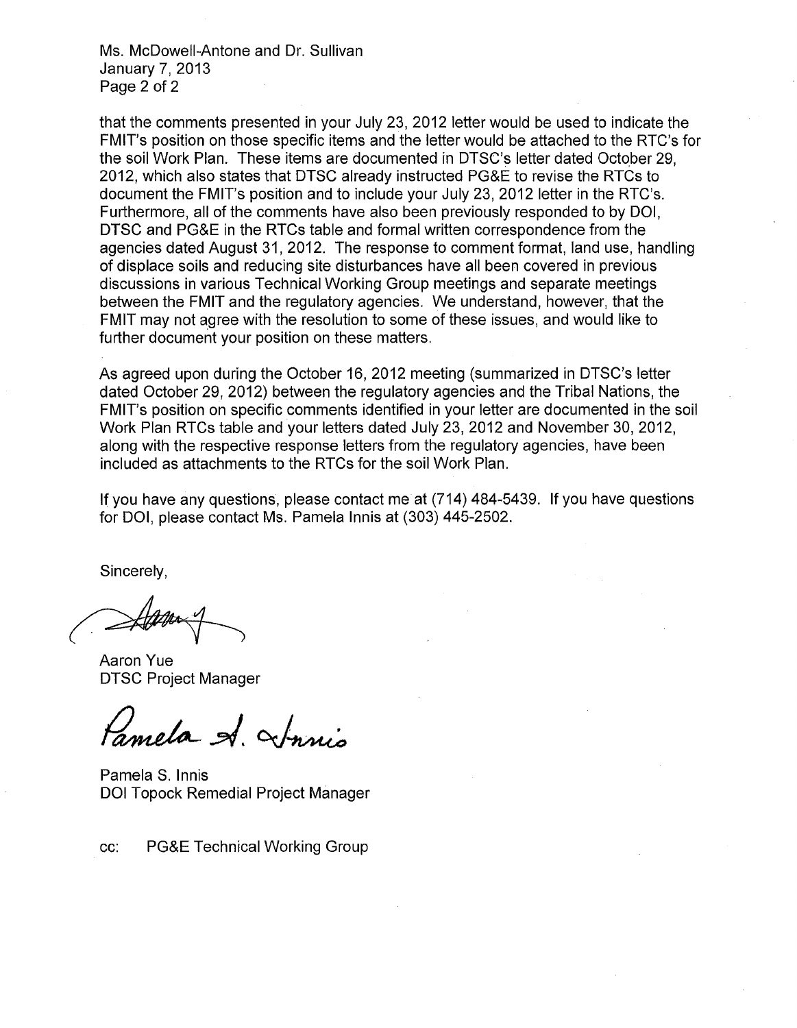that the comments presented in your July 23, 2012 letter would be used to indicate the FMIT's position on those specific items and the letter would be attached to the RTC's for the soil Work Plan. These items are documented in DTSC's letter dated October 29, 2012, which also states that DTSC already instructed PG&E to revise the RTCs to document the FMIT's position and to include your July 23, 2012 letter in the RTC's. Furthermore, all of the comments have also been previously responded to by DOI, DTSC and PG&E in the RTCs table and formal written correspondence from the agencies dated August 31, 2012. The response to comment format, land use, handling of displace soils and reducing site disturbances have all been covered in previous discussions in various Technical Working Group meetings and separate meetings between the FMIT and the regulatory agencies. We understand, however, that the FMIT may not agree with the resolution to some of these issues, and would like to further document your position on these matters.

As agreed upon during the October 16, 2012 meeting (summarized in DTSC's letter dated October 29, 2012) between the regulatory agencies and the Tribal Nations, the FMIT's position on specific comments identified in your letter are documented in the soil Work Plan RTCs table and your letters dated July 23, 2012 and November 30, 2012, along with the respective response letters from the regulatory agencies, have been included as attachments to the RTCs for the soil Work Plan.

If you have any questions, please contact me at (714) 484-5439. If you have questions for DOI, please contact Ms. Pamela Innis at (303) 445-2502.

Sincerely,

Aaron Yue
DTSC Project Manager

Pamela S. Innis
DOI Topock Remedial Project Manager

cc: PG&E Technical Working Group